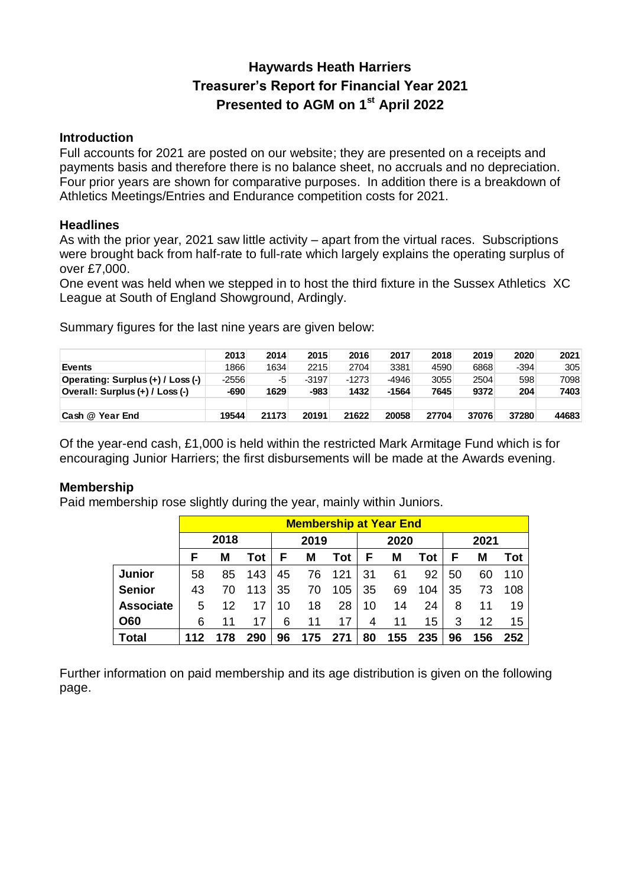# Haywards Heath Harriers
## Treasurer's Report for Financial Year 2021
## Presented to AGM on 1st April 2022

### Introduction

Full accounts for 2021 are posted on our website; they are presented on a receipts and payments basis and therefore there is no balance sheet, no accruals and no depreciation. Four prior years are shown for comparative purposes. In addition there is a breakdown of Athletics Meetings/Entries and Endurance competition costs for 2021.

### Headlines

As with the prior year, 2021 saw little activity – apart from the virtual races. Subscriptions were brought back from half-rate to full-rate which largely explains the operating surplus of over £7,000.

One event was held when we stepped in to host the third fixture in the Sussex Athletics XC League at South of England Showground, Ardingly.

Summary figures for the last nine years are given below:

| | 2013 | 2014 | 2015 | 2016 | 2017 | 2018 | 2019 | 2020 | 2021 |
|---|---|---|---|---|---|---|---|---|---|
| **Events** | 1866 | 1634 | 2215 | 2704 | 3381 | 4590 | 6868 | -394 | 305 |
| **Operating: Surplus (+) / Loss (-)** | -2556 | -5 | -3197 | -1273 | -4946 | 3055 | 2504 | 598 | 7098 |
| **Overall: Surplus (+) / Loss (-)** | **-690** | **1629** | **-983** | **1432** | **-1564** | **7645** | **9372** | **204** | **7403** |
| | | | | | | | | | |
| **Cash @ Year End** | **19544** | **21173** | **20191** | **21622** | **20058** | **27704** | **37076** | **37280** | **44683** |

Of the year-end cash, £1,000 is held within the restricted Mark Armitage Fund which is for encouraging Junior Harriers; the first disbursements will be made at the Awards evening.

### Membership

Paid membership rose slightly during the year, mainly within Juniors.

| | **Membership at Year End** | | | | | | | | | | | |
|---|---|---|---|---|---|---|---|---|---|---|---|---|
| | **2018** | | | **2019** | | | **2020** | | | **2021** | | |
| | **F** | **M** | **Tot** | **F** | **M** | **Tot** | **F** | **M** | **Tot** | **F** | **M** | **Tot** |
| **Junior** | 58 | 85 | 143 | 45 | 76 | 121 | 31 | 61 | 92 | 50 | 60 | 110 |
| **Senior** | 43 | 70 | 113 | 35 | 70 | 105 | 35 | 69 | 104 | 35 | 73 | 108 |
| **Associate** | 5 | 12 | 17 | 10 | 18 | 28 | 10 | 14 | 24 | 8 | 11 | 19 |
| **O60** | 6 | 11 | 17 | 6 | 11 | 17 | 4 | 11 | 15 | 3 | 12 | 15 |
| **Total** | **112** | **178** | **290** | **96** | **175** | **271** | **80** | **155** | **235** | **96** | **156** | **252** |

Further information on paid membership and its age distribution is given on the following page.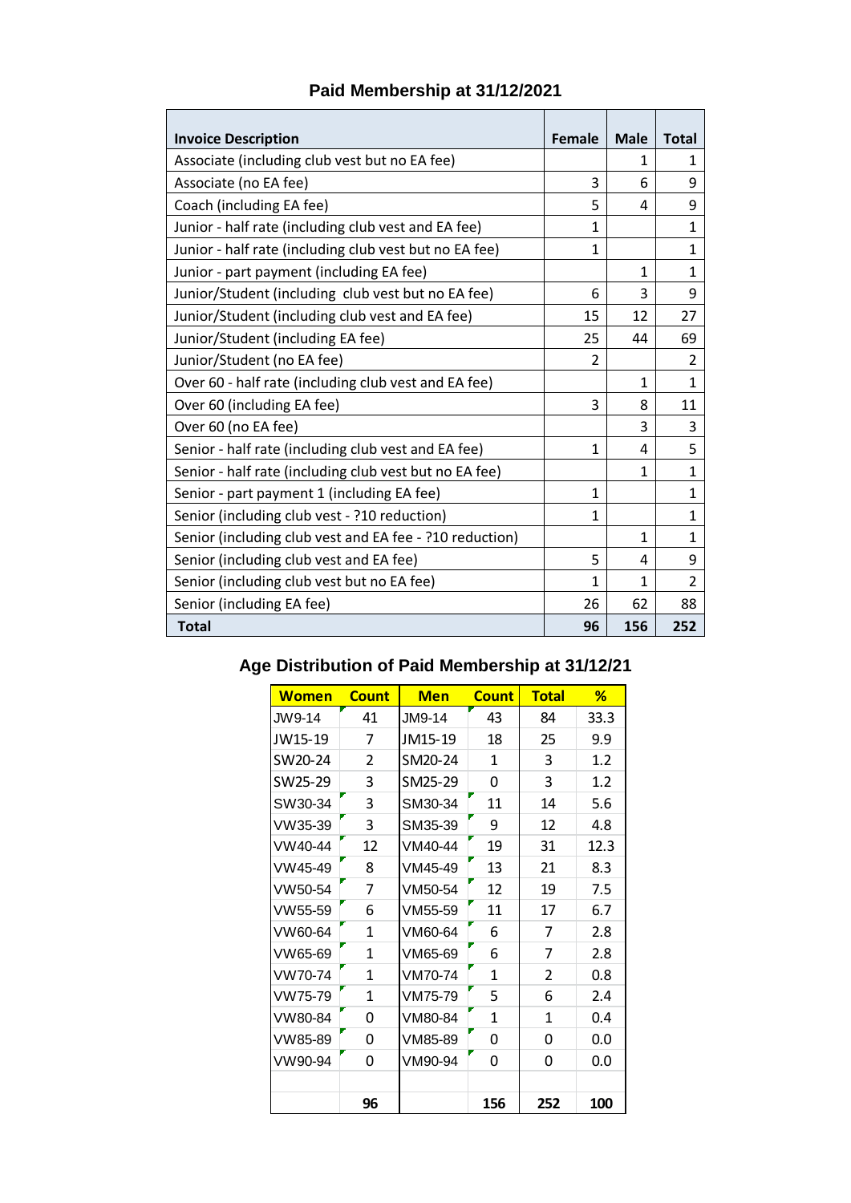## Paid Membership at 31/12/2021

| Invoice Description | Female | Male | Total |
|---|---|---|---|
| Associate (including club vest but no EA fee) | | 1 | 1 |
| Associate (no EA fee) | 3 | 6 | 9 |
| Coach (including EA fee) | 5 | 4 | 9 |
| Junior - half rate (including club vest and EA fee) | 1 | | 1 |
| Junior - half rate (including club vest but no EA fee) | 1 | | 1 |
| Junior - part payment (including EA fee) | | 1 | 1 |
| Junior/Student (including club vest but no EA fee) | 6 | 3 | 9 |
| Junior/Student (including club vest and EA fee) | 15 | 12 | 27 |
| Junior/Student (including EA fee) | 25 | 44 | 69 |
| Junior/Student (no EA fee) | 2 | | 2 |
| Over 60 - half rate (including club vest and EA fee) | | 1 | 1 |
| Over 60 (including EA fee) | 3 | 8 | 11 |
| Over 60 (no EA fee) | | 3 | 3 |
| Senior - half rate (including club vest and EA fee) | 1 | 4 | 5 |
| Senior - half rate (including club vest but no EA fee) | | 1 | 1 |
| Senior - part payment 1 (including EA fee) | 1 | | 1 |
| Senior (including club vest - ?10 reduction) | 1 | | 1 |
| Senior (including club vest and EA fee - ?10 reduction) | | 1 | 1 |
| Senior (including club vest and EA fee) | 5 | 4 | 9 |
| Senior (including club vest but no EA fee) | 1 | 1 | 2 |
| Senior (including EA fee) | 26 | 62 | 88 |
| **Total** | **96** | **156** | **252** |

## Age Distribution of Paid Membership at 31/12/21

| Women | Count | Men | Count | Total | % |
|---|---|---|---|---|---|
| JW9-14 | 41 | JM9-14 | 43 | 84 | 33.3 |
| JW15-19 | 7 | JM15-19 | 18 | 25 | 9.9 |
| SW20-24 | 2 | SM20-24 | 1 | 3 | 1.2 |
| SW25-29 | 3 | SM25-29 | 0 | 3 | 1.2 |
| SW30-34 | 3 | SM30-34 | 11 | 14 | 5.6 |
| VW35-39 | 3 | SM35-39 | 9 | 12 | 4.8 |
| VW40-44 | 12 | VM40-44 | 19 | 31 | 12.3 |
| VW45-49 | 8 | VM45-49 | 13 | 21 | 8.3 |
| VW50-54 | 7 | VM50-54 | 12 | 19 | 7.5 |
| VW55-59 | 6 | VM55-59 | 11 | 17 | 6.7 |
| VW60-64 | 1 | VM60-64 | 6 | 7 | 2.8 |
| VW65-69 | 1 | VM65-69 | 6 | 7 | 2.8 |
| VW70-74 | 1 | VM70-74 | 1 | 2 | 0.8 |
| VW75-79 | 1 | VM75-79 | 5 | 6 | 2.4 |
| VW80-84 | 0 | VM80-84 | 1 | 1 | 0.4 |
| VW85-89 | 0 | VM85-89 | 0 | 0 | 0.0 |
| VW90-94 | 0 | VM90-94 | 0 | 0 | 0.0 |
| | | | | | |
| | **96** | | **156** | **252** | **100** |